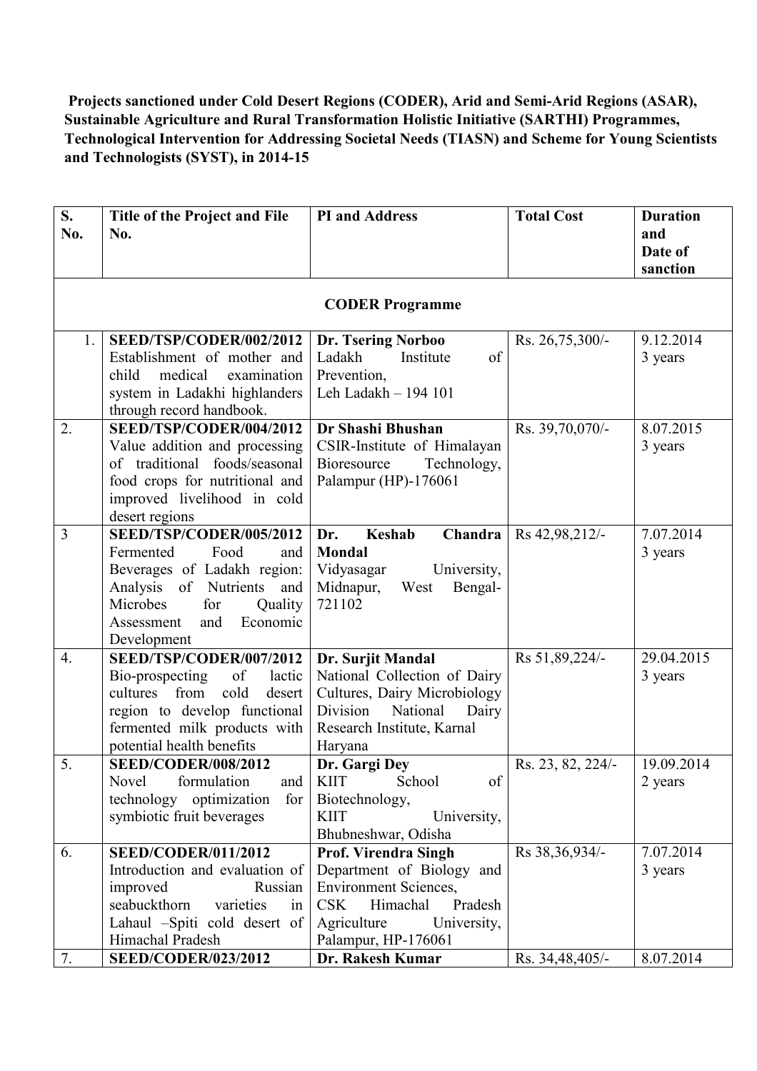**Projects sanctioned under Cold Desert Regions (CODER), Arid and Semi-Arid Regions (ASAR), Sustainable Agriculture and Rural Transformation Holistic Initiative (SARTHI) Programmes, Technological Intervention for Addressing Societal Needs (TIASN) and Scheme for Young Scientists and Technologists (SYST), in 2014-15**

| S. No. | Title of the Project and File No. | PI and Address | Total Cost | Duration and Date of sanction |
|---|---|---|---|---|
| | | **CODER Programme** | | |
| 1. | **SEED/TSP/CODER/002/2012** Establishment of mother and child medical examination system in Ladakhi highlanders through record handbook. | **Dr. Tsering Norboo** Ladakh Institute of Prevention, Leh Ladakh – 194 101 | Rs. 26,75,300/- | 9.12.2014 3 years |
| 2. | **SEED/TSP/CODER/004/2012** Value addition and processing of traditional foods/seasonal food crops for nutritional and improved livelihood in cold desert regions | **Dr Shashi Bhushan** CSIR-Institute of Himalayan Bioresource Technology, Palampur (HP)-176061 | Rs. 39,70,070/- | 8.07.2015 3 years |
| 3 | **SEED/TSP/CODER/005/2012** Fermented Food and Beverages of Ladakh region: Analysis of Nutrients and Microbes for Quality Assessment and Economic Development | **Dr. Keshab Chandra Mondal** Vidyasagar University, Midnapur, West Bengal-721102 | Rs 42,98,212/- | 7.07.2014 3 years |
| 4. | **SEED/TSP/CODER/007/2012** Bio-prospecting of lactic cultures from cold desert region to develop functional fermented milk products with potential health benefits | **Dr. Surjit Mandal** National Collection of Dairy Cultures, Dairy Microbiology Division National Dairy Research Institute, Karnal Haryana | Rs 51,89,224/- | 29.04.2015 3 years |
| 5. | **SEED/CODER/008/2012** Novel formulation and technology optimization for symbiotic fruit beverages | **Dr. Gargi Dey** KIIT School of Biotechnology, KIIT University, Bhubneshwar, Odisha | Rs. 23, 82, 224/- | 19.09.2014 2 years |
| 6. | **SEED/CODER/011/2012** Introduction and evaluation of improved Russian seabuckthorn varieties in Lahaul –Spiti cold desert of Himachal Pradesh | **Prof. Virendra Singh** Department of Biology and Environment Sciences, CSK Himachal Pradesh Agriculture University, Palampur, HP-176061 | Rs 38,36,934/- | 7.07.2014 3 years |
| 7. | **SEED/CODER/023/2012** | **Dr. Rakesh Kumar** | Rs. 34,48,405/- | 8.07.2014 |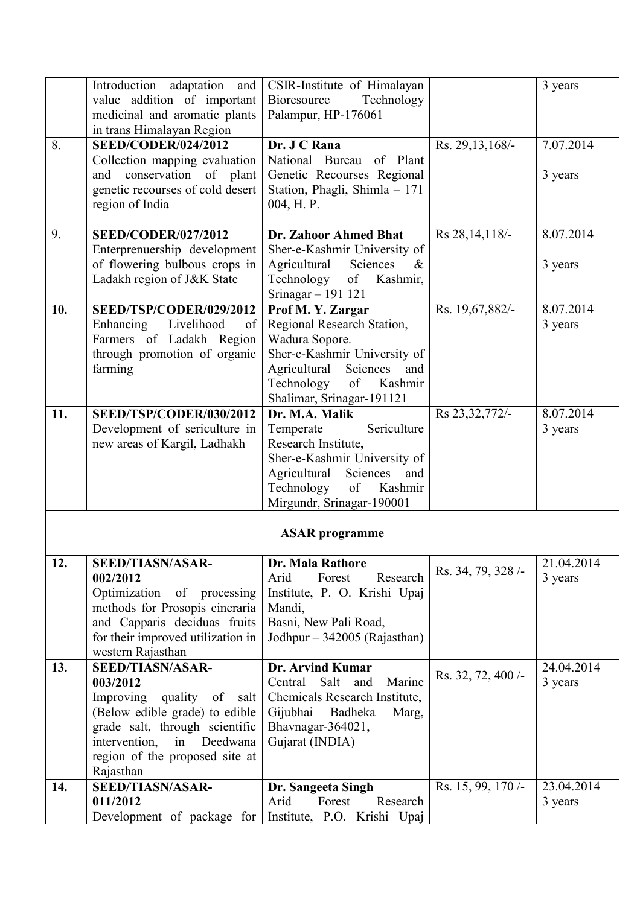|  | Introduction adaptation and value addition of important medicinal and aromatic plants in trans Himalayan Region | CSIR-Institute of Himalayan Bioresource Technology Palampur, HP-176061 |  | 3 years |
|---|---|---|---|---|
| 8. | **SEED/CODER/024/2012** Collection mapping evaluation and conservation of plant genetic recourses of cold desert region of India | **Dr. J C Rana** National Bureau of Plant Genetic Recourses Regional Station, Phagli, Shimla – 171 004, H. P. | Rs. 29,13,168/- | 7.07.2014<br><br>3 years |
| 9. | **SEED/CODER/027/2012** Enterprenuership development of flowering bulbous crops in Ladakh region of J&K State | **Dr. Zahoor Ahmed Bhat** Sher-e-Kashmir University of Agricultural Sciences & Technology of Kashmir, Srinagar – 191 121 | Rs 28,14,118/- | 8.07.2014<br><br>3 years |
| **10.** | **SEED/TSP/CODER/029/2012** Enhancing Livelihood of Farmers of Ladakh Region through promotion of organic farming | **Prof M. Y. Zargar** Regional Research Station, Wadura Sopore. Sher-e-Kashmir University of Agricultural Sciences and Technology of Kashmir Shalimar, Srinagar-191121 | Rs. 19,67,882/- | 8.07.2014<br>3 years |
| **11.** | **SEED/TSP/CODER/030/2012** Development of sericulture in new areas of Kargil, Ladhakh | **Dr. M.A. Malik** Temperate Sericulture Research Institute**,** Sher-e-Kashmir University of Agricultural Sciences and Technology of Kashmir Mirgundr, Srinagar-190001 | Rs 23,32,772/- | 8.07.2014<br>3 years |
| **ASAR programme** |  |  |  |  |
| **12.** | **SEED/TIASN/ASAR-002/2012** Optimization of processing methods for Prosopis cineraria and Capparis deciduas fruits for their improved utilization in western Rajasthan | **Dr. Mala Rathore** Arid Forest Research Institute, P. O. Krishi Upaj Mandi, Basni, New Pali Road, Jodhpur – 342005 (Rajasthan) | Rs. 34, 79, 328 /- | 21.04.2014<br>3 years |
| **13.** | **SEED/TIASN/ASAR-003/2012** Improving quality of salt (Below edible grade) to edible grade salt, through scientific intervention, in Deedwana region of the proposed site at Rajasthan | **Dr. Arvind Kumar** Central Salt and Marine Chemicals Research Institute, Gijubhai Badheka Marg, Bhavnagar-364021, Gujarat (INDIA) | Rs. 32, 72, 400 /- | 24.04.2014<br>3 years |
| **14.** | **SEED/TIASN/ASAR-011/2012** Development of package for | **Dr. Sangeeta Singh** Arid Forest Research Institute, P.O. Krishi Upaj | Rs. 15, 99, 170 /- | 23.04.2014<br>3 years |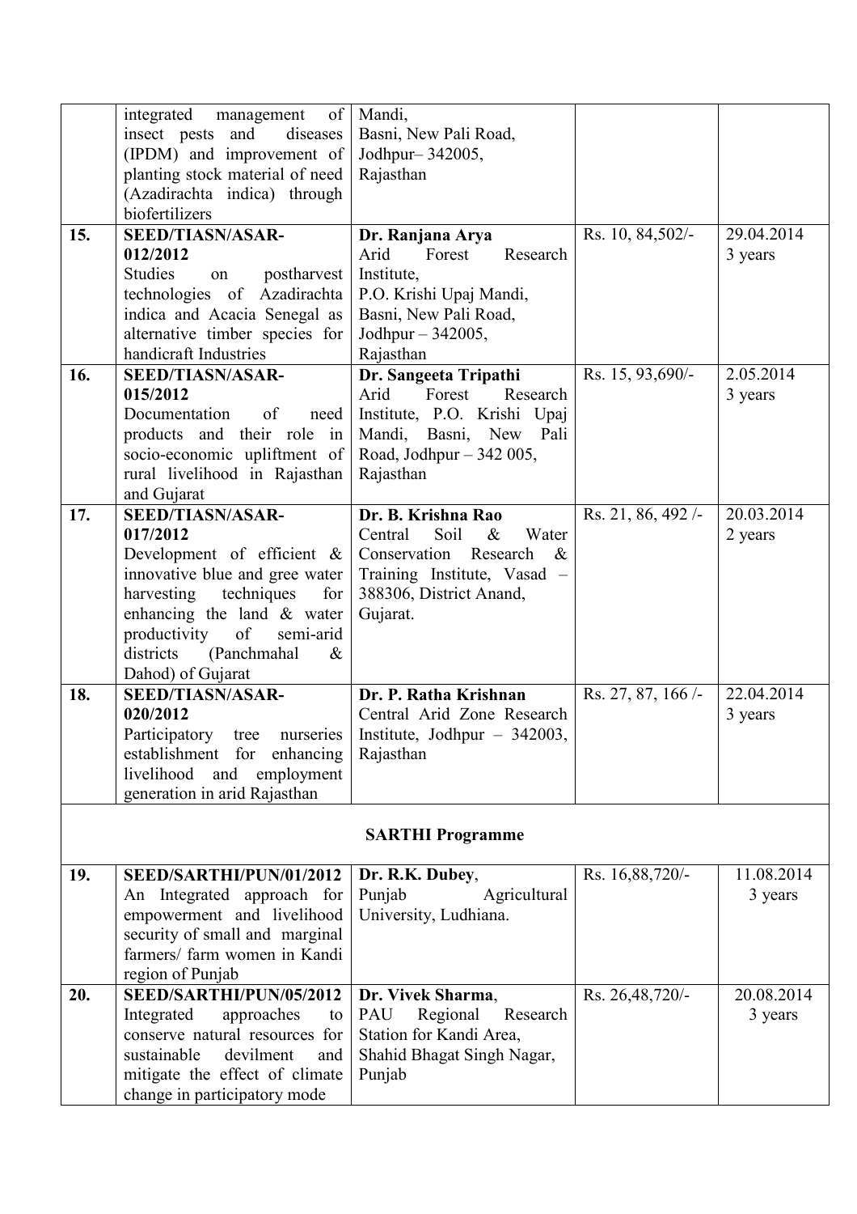| | | | | |
|---|---|---|---|---|
| | integrated management of insect pests and diseases (IPDM) and improvement of planting stock material of need (Azadirachta indica) through biofertilizers | Mandi, Basni, New Pali Road, Jodhpur– 342005, Rajasthan | | |
| 15. | **SEED/TIASN/ASAR-012/2012** Studies on postharvest technologies of Azadirachta indica and Acacia Senegal as alternative timber species for handicraft Industries | **Dr. Ranjana Arya** Arid Forest Research Institute, P.O. Krishi Upaj Mandi, Basni, New Pali Road, Jodhpur – 342005, Rajasthan | Rs. 10, 84,502/- | 29.04.2014 3 years |
| 16. | **SEED/TIASN/ASAR-015/2012** Documentation of need products and their role in socio-economic upliftment of rural livelihood in Rajasthan and Gujarat | **Dr. Sangeeta Tripathi** Arid Forest Research Institute, P.O. Krishi Upaj Mandi, Basni, New Pali Road, Jodhpur – 342 005, Rajasthan | Rs. 15, 93,690/- | 2.05.2014 3 years |
| 17. | **SEED/TIASN/ASAR-017/2012** Development of efficient & innovative blue and gree water harvesting techniques for enhancing the land & water productivity of semi-arid districts (Panchmahal & Dahod) of Gujarat | **Dr. B. Krishna Rao** Central Soil & Water Conservation Research & Training Institute, Vasad – 388306, District Anand, Gujarat. | Rs. 21, 86, 492 /- | 20.03.2014 2 years |
| 18. | **SEED/TIASN/ASAR-020/2012** Participatory tree nurseries establishment for enhancing livelihood and employment generation in arid Rajasthan | **Dr. P. Ratha Krishnan** Central Arid Zone Research Institute, Jodhpur – 342003, Rajasthan | Rs. 27, 87, 166 /- | 22.04.2014 3 years |
| | | **SARTHI Programme** | | |
| 19. | **SEED/SARTHI/PUN/01/2012** An Integrated approach for empowerment and livelihood security of small and marginal farmers/ farm women in Kandi region of Punjab | **Dr. R.K. Dubey**, Punjab Agricultural University, Ludhiana. | Rs. 16,88,720/- | 11.08.2014 3 years |
| 20. | **SEED/SARTHI/PUN/05/2012** Integrated approaches to conserve natural resources for sustainable devilment and mitigate the effect of climate change in participatory mode | **Dr. Vivek Sharma**, PAU Regional Research Station for Kandi Area, Shahid Bhagat Singh Nagar, Punjab | Rs. 26,48,720/- | 20.08.2014 3 years |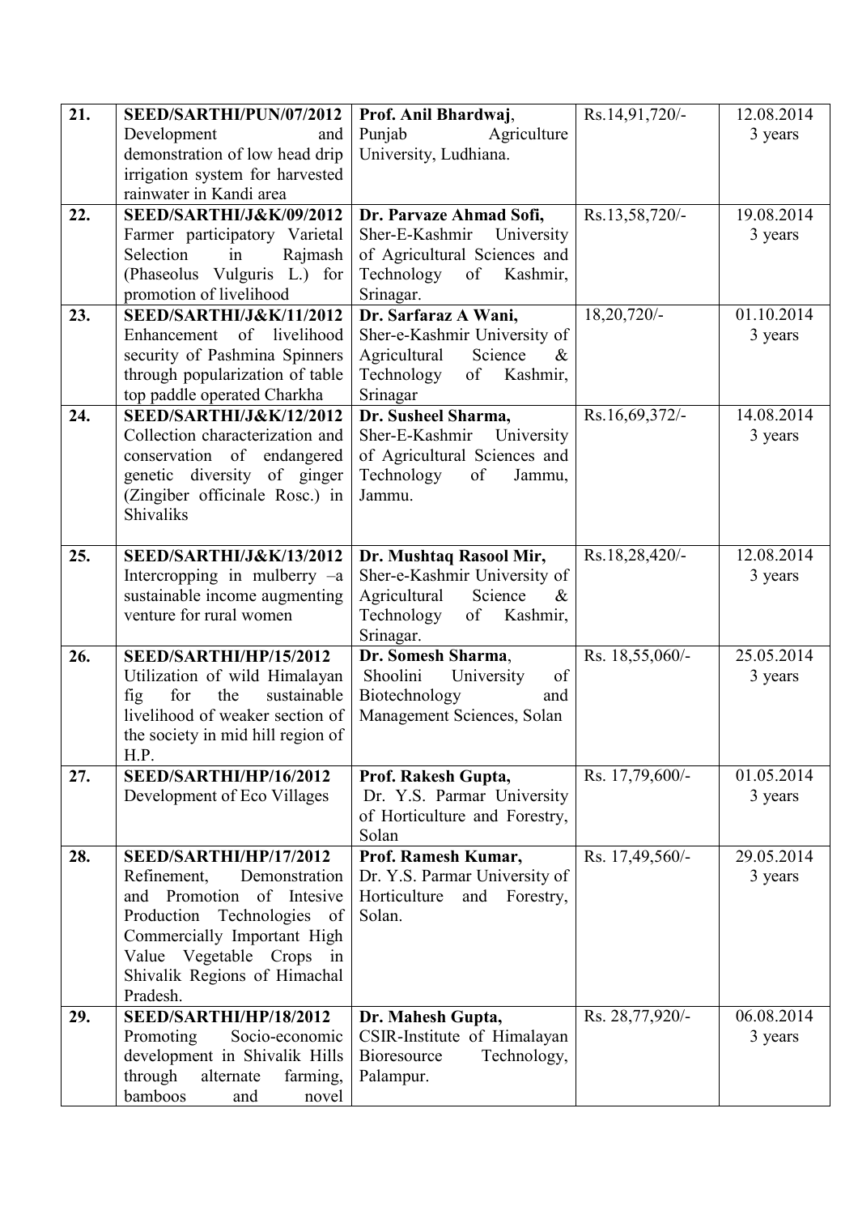| 21. | **SEED/SARTHI/PUN/07/2012** Development and demonstration of low head drip irrigation system for harvested rainwater in Kandi area | **Prof. Anil Bhardwaj**, Punjab Agriculture University, Ludhiana. | Rs.14,91,720/- | 12.08.2014 3 years |
|---|---|---|---|---|
| 22. | **SEED/SARTHI/J&K/09/2012** Farmer participatory Varietal Selection in Rajmash (Phaseolus Vulguris L.) for promotion of livelihood | **Dr. Parvaze Ahmad Sofi**, Sher-E-Kashmir University of Agricultural Sciences and Technology of Kashmir, Srinagar. | Rs.13,58,720/- | 19.08.2014 3 years |
| 23. | **SEED/SARTHI/J&K/11/2012** Enhancement of livelihood security of Pashmina Spinners through popularization of table top paddle operated Charkha | **Dr. Sarfaraz A Wani**, Sher-e-Kashmir University of Agricultural Science & Technology of Kashmir, Srinagar | 18,20,720/- | 01.10.2014 3 years |
| 24. | **SEED/SARTHI/J&K/12/2012** Collection characterization and conservation of endangered genetic diversity of ginger (Zingiber officinale Rosc.) in Shivaliks | **Dr. Susheel Sharma**, Sher-E-Kashmir University of Agricultural Sciences and Technology of Jammu, Jammu. | Rs.16,69,372/- | 14.08.2014 3 years |
| 25. | **SEED/SARTHI/J&K/13/2012** Intercropping in mulberry –a sustainable income augmenting venture for rural women | **Dr. Mushtaq Rasool Mir**, Sher-e-Kashmir University of Agricultural Science & Technology of Kashmir, Srinagar. | Rs.18,28,420/- | 12.08.2014 3 years |
| 26. | **SEED/SARTHI/HP/15/2012** Utilization of wild Himalayan fig for the sustainable livelihood of weaker section of the society in mid hill region of H.P. | **Dr. Somesh Sharma**, Shoolini University of Biotechnology and Management Sciences, Solan | Rs. 18,55,060/- | 25.05.2014 3 years |
| 27. | **SEED/SARTHI/HP/16/2012** Development of Eco Villages | **Prof. Rakesh Gupta**, Dr. Y.S. Parmar University of Horticulture and Forestry, Solan | Rs. 17,79,600/- | 01.05.2014 3 years |
| 28. | **SEED/SARTHI/HP/17/2012** Refinement, Demonstration and Promotion of Intesive Production Technologies of Commercially Important High Value Vegetable Crops in Shivalik Regions of Himachal Pradesh. | **Prof. Ramesh Kumar**, Dr. Y.S. Parmar University of Horticulture and Forestry, Solan. | Rs. 17,49,560/- | 29.05.2014 3 years |
| 29. | **SEED/SARTHI/HP/18/2012** Promoting Socio-economic development in Shivalik Hills through alternate farming, bamboos and novel | **Dr. Mahesh Gupta**, CSIR-Institute of Himalayan Bioresource Technology, Palampur. | Rs. 28,77,920/- | 06.08.2014 3 years |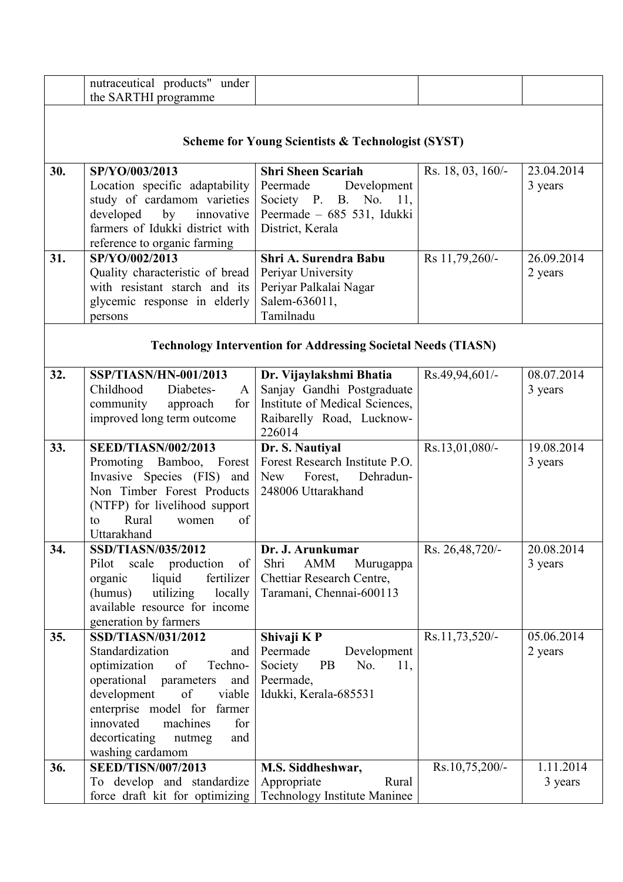| | | | | |
|---|---|---|---|---|
| | nutraceutical products" under the SARTHI programme | | | |
| **Scheme for Young Scientists & Technologist (SYST)** | | | | |
| **30.** | **SP/YO/003/2013** Location specific adaptability study of cardamom varieties developed by innovative farmers of Idukki district with reference to organic farming | **Shri Sheen Scariah** Peermade Development Society P. B. No. 11, Peermade – 685 531, Idukki District, Kerala | Rs. 18, 03, 160/- | 23.04.2014 3 years |
| **31.** | **SP/YO/002/2013** Quality characteristic of bread with resistant starch and its glycemic response in elderly persons | **Shri A. Surendra Babu** Periyar University Periyar Palkalai Nagar Salem-636011, Tamilnadu | Rs 11,79,260/- | 26.09.2014 2 years |
| **Technology Intervention for Addressing Societal Needs (TIASN)** | | | | |
| **32.** | **SSP/TIASN/HN-001/2013** Childhood Diabetes- A community approach for improved long term outcome | **Dr. Vijaylakshmi Bhatia** Sanjay Gandhi Postgraduate Institute of Medical Sciences, Raibarelly Road, Lucknow-226014 | Rs.49,94,601/- | 08.07.2014 3 years |
| **33.** | **SEED/TIASN/002/2013** Promoting Bamboo, Forest Invasive Species (FIS) and Non Timber Forest Products (NTFP) for livelihood support to Rural women of Uttarakhand | **Dr. S. Nautiyal** Forest Research Institute P.O. New Forest, Dehradun-248006 Uttarakhand | Rs.13,01,080/- | 19.08.2014 3 years |
| **34.** | **SSD/TIASN/035/2012** Pilot scale production of organic liquid fertilizer (humus) utilizing locally available resource for income generation by farmers | **Dr. J. Arunkumar** Shri AMM Murugappa Chettiar Research Centre, Taramani, Chennai-600113 | Rs. 26,48,720/- | 20.08.2014 3 years |
| **35.** | **SSD/TIASN/031/2012** Standardization and optimization of Techno-operational parameters and development of viable enterprise model for farmer innovated machines for decorticating nutmeg and washing cardamom | **Shivaji K P** Peermade Development Society PB No. 11, Peermade, Idukki, Kerala-685531 | Rs.11,73,520/- | 05.06.2014 2 years |
| **36.** | **SEED/TISN/007/2013** To develop and standardize force draft kit for optimizing | **M.S. Siddheshwar,** Appropriate Rural Technology Institute Maninee | Rs.10,75,200/- | 1.11.2014 3 years |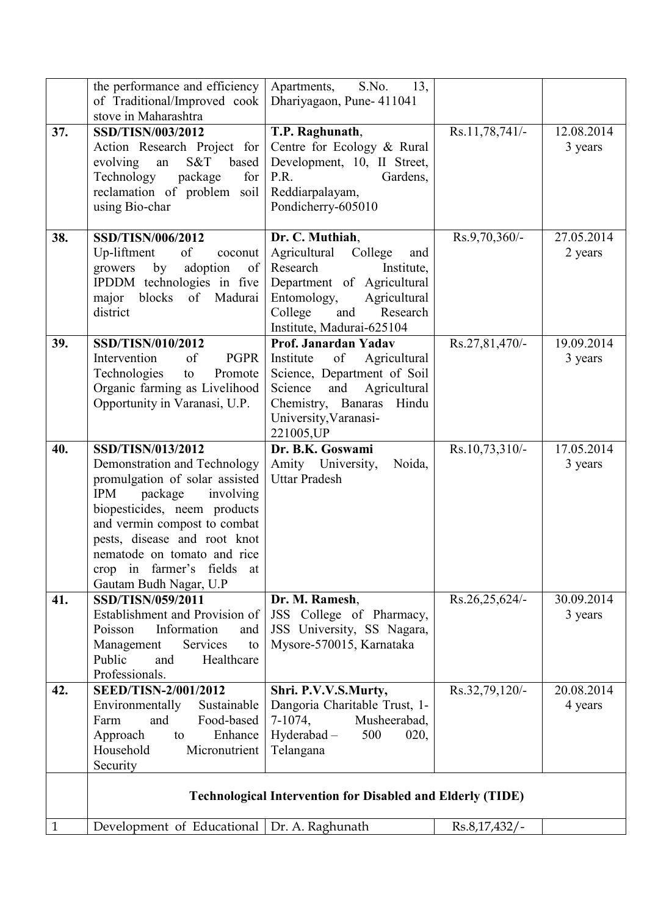| | | | | |
|---|---|---|---|---|
| | the performance and efficiency of Traditional/Improved cook stove in Maharashtra | Apartments, S.No. 13, Dhariyagaon, Pune- 411041 | | |
| 37. | **SSD/TISN/003/2012** Action Research Project for evolving an S&T based Technology package for reclamation of problem soil using Bio-char | T.P. Raghunath, Centre for Ecology & Rural Development, 10, II Street, P.R. Gardens, Reddiarpalayam, Pondicherry-605010 | Rs.11,78,741/- | 12.08.2014 3 years |
| 38. | **SSD/TISN/006/2012** Up-liftment of coconut growers by adoption of IPDDM technologies in five major blocks of Madurai district | **Dr. C. Muthiah**, Agricultural College and Research Institute, Department of Agricultural Entomology, Agricultural College and Research Institute, Madurai-625104 | Rs.9,70,360/- | 27.05.2014 2 years |
| 39. | **SSD/TISN/010/2012** Intervention of PGPR Technologies to Promote Organic farming as Livelihood Opportunity in Varanasi, U.P. | **Prof. Janardan Yadav** Institute of Agricultural Science, Department of Soil Science and Agricultural Chemistry, Banaras Hindu University,Varanasi-221005,UP | Rs.27,81,470/- | 19.09.2014 3 years |
| 40. | **SSD/TISN/013/2012** Demonstration and Technology promulgation of solar assisted IPM package involving biopesticides, neem products and vermin compost to combat pests, disease and root knot nematode on tomato and rice crop in farmer's fields at Gautam Budh Nagar, U.P | **Dr. B.K. Goswami** Amity University, Noida, Uttar Pradesh | Rs.10,73,310/- | 17.05.2014 3 years |
| 41. | **SSD/TISN/059/2011** Establishment and Provision of Poisson Information and Management Services to Public and Healthcare Professionals. | **Dr. M. Ramesh**, JSS College of Pharmacy, JSS University, SS Nagara, Mysore-570015, Karnataka | Rs.26,25,624/- | 30.09.2014 3 years |
| 42. | **SEED/TISN-2/001/2012** Environmentally Sustainable Farm and Food-based Approach to Enhance Household Micronutrient Security | **Shri. P.V.V.S.Murty,** Dangoria Charitable Trust, 1-7-1074, Musheerabad, Hyderabad – 500 020, Telangana | Rs.32,79,120/- | 20.08.2014 4 years |
| | **Technological Intervention for Disabled and Elderly (TIDE)** | | | |
| 1 | Development of Educational | Dr. A. Raghunath | Rs.8,17,432/- | |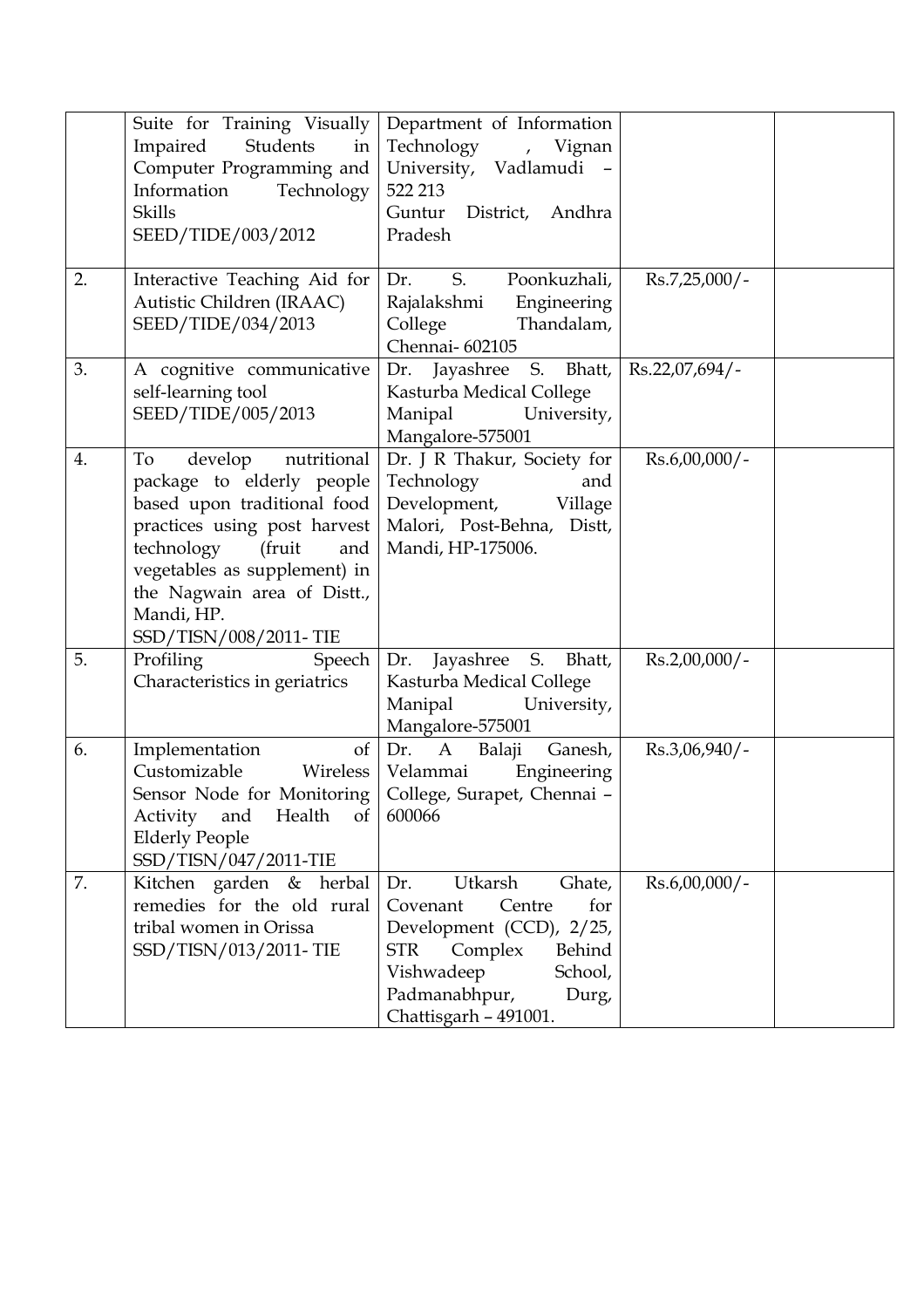| | | | | |
|---|---|---|---|---|
| | Suite for Training Visually Impaired Students in Computer Programming and Information Technology Skills SEED/TIDE/003/2012 | Department of Information Technology , Vignan University, Vadlamudi – 522 213 Guntur District, Andhra Pradesh | | |
| 2. | Interactive Teaching Aid for Autistic Children (IRAAC) SEED/TIDE/034/2013 | Dr. S. Poonkuzhali, Rajalakshmi Engineering College Thandalam, Chennai- 602105 | Rs.7,25,000/- | |
| 3. | A cognitive communicative self-learning tool SEED/TIDE/005/2013 | Dr. Jayashree S. Bhatt, Kasturba Medical College Manipal University, Mangalore-575001 | Rs.22,07,694/- | |
| 4. | To develop nutritional package to elderly people based upon traditional food practices using post harvest technology (fruit and vegetables as supplement) in the Nagwain area of Distt., Mandi, HP. SSD/TISN/008/2011- TIE | Dr. J R Thakur, Society for Technology and Development, Village Malori, Post-Behna, Distt, Mandi, HP-175006. | Rs.6,00,000/- | |
| 5. | Profiling Speech Characteristics in geriatrics | Dr. Jayashree S. Bhatt, Kasturba Medical College Manipal University, Mangalore-575001 | Rs.2,00,000/- | |
| 6. | Implementation of Customizable Wireless Sensor Node for Monitoring Activity and Health of Elderly People SSD/TISN/047/2011-TIE | Dr. A Balaji Ganesh, Velammai Engineering College, Surapet, Chennai – 600066 | Rs.3,06,940/- | |
| 7. | Kitchen garden & herbal remedies for the old rural tribal women in Orissa SSD/TISN/013/2011- TIE | Dr. Utkarsh Ghate, Covenant Centre for Development (CCD), 2/25, STR Complex Behind Vishwadeep School, Padmanabhpur, Durg, Chattisgarh – 491001. | Rs.6,00,000/- | |